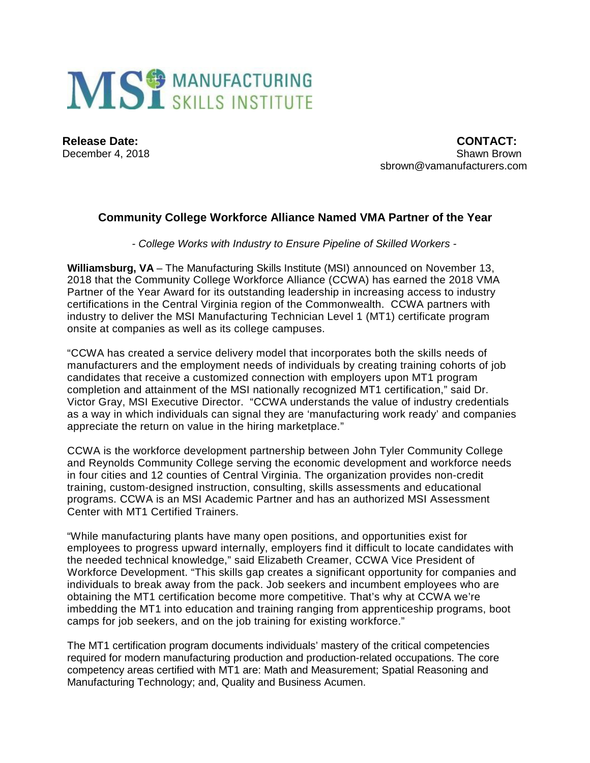MSI MANUFACTURING SKILLS INSTITUTE

**Release Date:**
December 4, 2018

**CONTACT:**
Shawn Brown
sbrown@vamanufacturers.com

## Community College Workforce Alliance Named VMA Partner of the Year

*- College Works with Industry to Ensure Pipeline of Skilled Workers -*

**Williamsburg, VA** – The Manufacturing Skills Institute (MSI) announced on November 13, 2018 that the Community College Workforce Alliance (CCWA) has earned the 2018 VMA Partner of the Year Award for its outstanding leadership in increasing access to industry certifications in the Central Virginia region of the Commonwealth. CCWA partners with industry to deliver the MSI Manufacturing Technician Level 1 (MT1) certificate program onsite at companies as well as its college campuses.

"CCWA has created a service delivery model that incorporates both the skills needs of manufacturers and the employment needs of individuals by creating training cohorts of job candidates that receive a customized connection with employers upon MT1 program completion and attainment of the MSI nationally recognized MT1 certification," said Dr. Victor Gray, MSI Executive Director. "CCWA understands the value of industry credentials as a way in which individuals can signal they are 'manufacturing work ready' and companies appreciate the return on value in the hiring marketplace."

CCWA is the workforce development partnership between John Tyler Community College and Reynolds Community College serving the economic development and workforce needs in four cities and 12 counties of Central Virginia. The organization provides non-credit training, custom-designed instruction, consulting, skills assessments and educational programs. CCWA is an MSI Academic Partner and has an authorized MSI Assessment Center with MT1 Certified Trainers.

"While manufacturing plants have many open positions, and opportunities exist for employees to progress upward internally, employers find it difficult to locate candidates with the needed technical knowledge," said Elizabeth Creamer, CCWA Vice President of Workforce Development. "This skills gap creates a significant opportunity for companies and individuals to break away from the pack. Job seekers and incumbent employees who are obtaining the MT1 certification become more competitive. That's why at CCWA we're imbedding the MT1 into education and training ranging from apprenticeship programs, boot camps for job seekers, and on the job training for existing workforce."

The MT1 certification program documents individuals' mastery of the critical competencies required for modern manufacturing production and production-related occupations. The core competency areas certified with MT1 are: Math and Measurement; Spatial Reasoning and Manufacturing Technology; and, Quality and Business Acumen.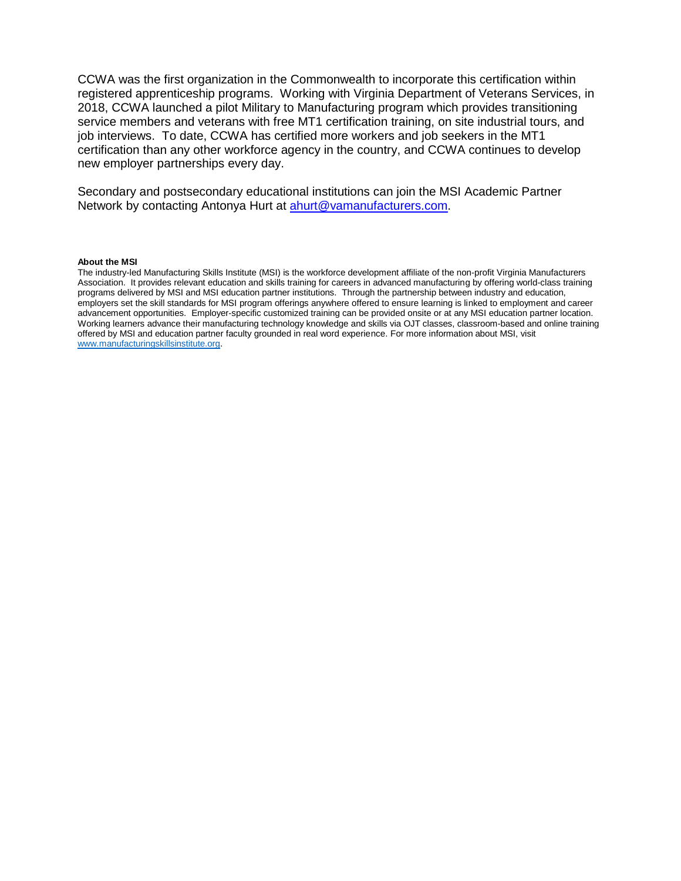CCWA was the first organization in the Commonwealth to incorporate this certification within registered apprenticeship programs. Working with Virginia Department of Veterans Services, in 2018, CCWA launched a pilot Military to Manufacturing program which provides transitioning service members and veterans with free MT1 certification training, on site industrial tours, and job interviews. To date, CCWA has certified more workers and job seekers in the MT1 certification than any other workforce agency in the country, and CCWA continues to develop new employer partnerships every day.

Secondary and postsecondary educational institutions can join the MSI Academic Partner Network by contacting Antonya Hurt at ahurt@vamanufacturers.com.

**About the MSI**

The industry-led Manufacturing Skills Institute (MSI) is the workforce development affiliate of the non-profit Virginia Manufacturers Association. It provides relevant education and skills training for careers in advanced manufacturing by offering world-class training programs delivered by MSI and MSI education partner institutions. Through the partnership between industry and education, employers set the skill standards for MSI program offerings anywhere offered to ensure learning is linked to employment and career advancement opportunities. Employer-specific customized training can be provided onsite or at any MSI education partner location. Working learners advance their manufacturing technology knowledge and skills via OJT classes, classroom-based and online training offered by MSI and education partner faculty grounded in real word experience. For more information about MSI, visit www.manufacturingskillsinstitute.org.